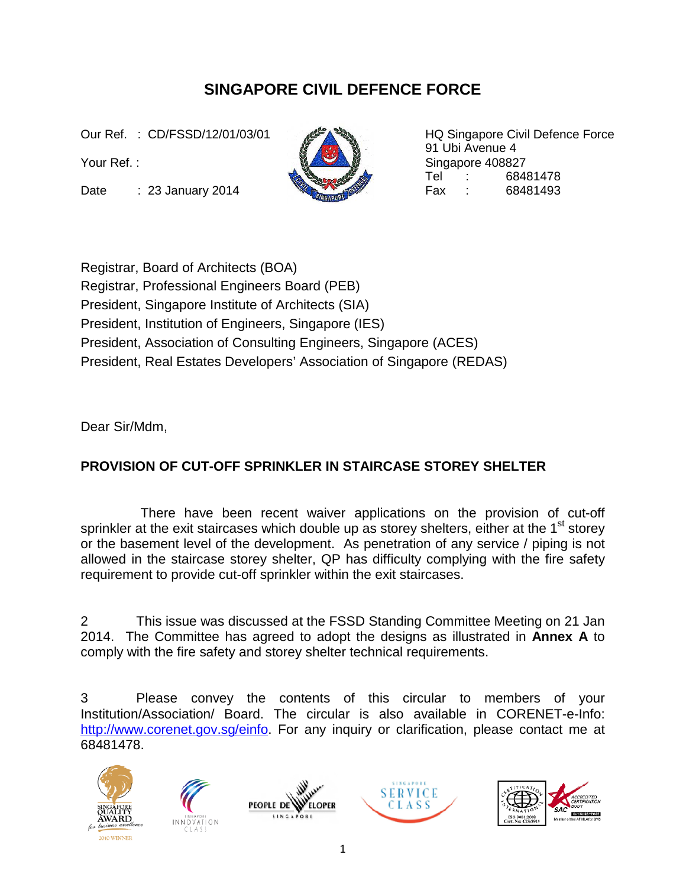# SINGAPORE CIVIL DEFENCE FORCE

Our Ref. : CD/FSSD/12/01/03/01

Your Ref. :

Date : 23 January 2014

HQ Singapore Civil Defence Force
91 Ubi Avenue 4
Singapore 408827
Tel : 68481478
Fax : 68481493

Registrar, Board of Architects (BOA)
Registrar, Professional Engineers Board (PEB)
President, Singapore Institute of Architects (SIA)
President, Institution of Engineers, Singapore (IES)
President, Association of Consulting Engineers, Singapore (ACES)
President, Real Estates Developers' Association of Singapore (REDAS)

Dear Sir/Mdm,

**PROVISION OF CUT-OFF SPRINKLER IN STAIRCASE STOREY SHELTER**

There have been recent waiver applications on the provision of cut-off sprinkler at the exit staircases which double up as storey shelters, either at the 1st storey or the basement level of the development. As penetration of any service / piping is not allowed in the staircase storey shelter, QP has difficulty complying with the fire safety requirement to provide cut-off sprinkler within the exit staircases.

2 This issue was discussed at the FSSD Standing Committee Meeting on 21 Jan 2014. The Committee has agreed to adopt the designs as illustrated in **Annex A** to comply with the fire safety and storey shelter technical requirements.

3 Please convey the contents of this circular to members of your Institution/Association/ Board. The circular is also available in CORENET-e-Info: http://www.corenet.gov.sg/einfo. For any inquiry or clarification, please contact me at 68481478.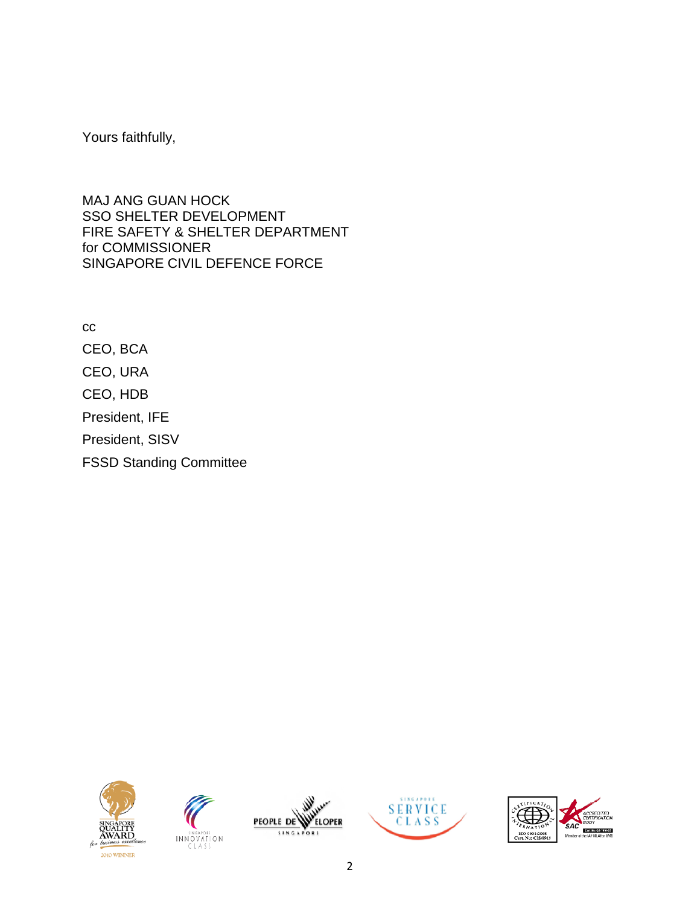Yours faithfully,

MAJ ANG GUAN HOCK
SSO SHELTER DEVELOPMENT
FIRE SAFETY & SHELTER DEPARTMENT
for COMMISSIONER
SINGAPORE CIVIL DEFENCE FORCE

cc

CEO, BCA

CEO, URA

CEO, HDB

President, IFE

President, SISV

FSSD Standing Committee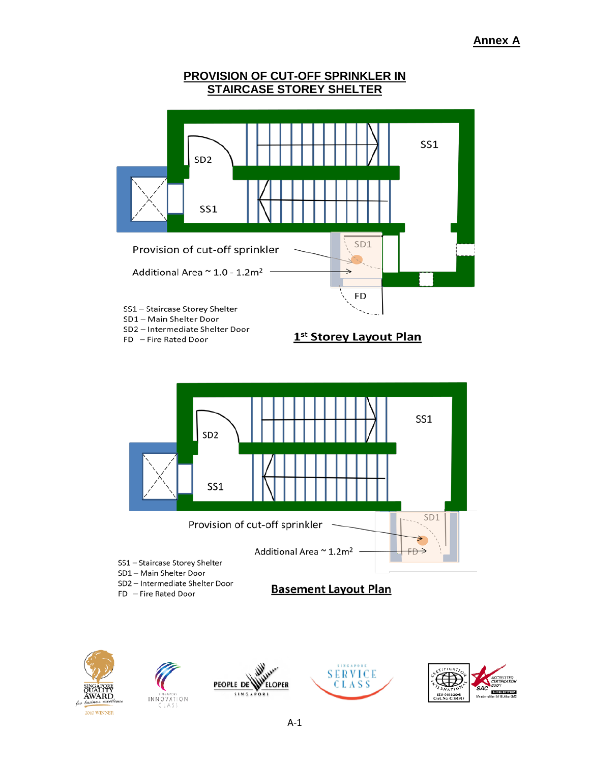**Annex A**

## PROVISION OF CUT-OFF SPRINKLER IN STAIRCASE STOREY SHELTER

SD2

SS1

SS1

SD1

Provision of cut-off sprinkler

Additional Area ~ 1.0 - 1.2m$^2$

FD

SS1 – Staircase Storey Shelter
SD1 – Main Shelter Door
SD2 – Intermediate Shelter Door
FD – Fire Rated Door

**1st Storey Layout Plan**

SD2

SS1

SS1

SD1

Provision of cut-off sprinkler

Additional Area ~ 1.2m$^2$

FD

SS1 – Staircase Storey Shelter
SD1 – Main Shelter Door
SD2 – Intermediate Shelter Door
FD – Fire Rated Door

**Basement Layout Plan**